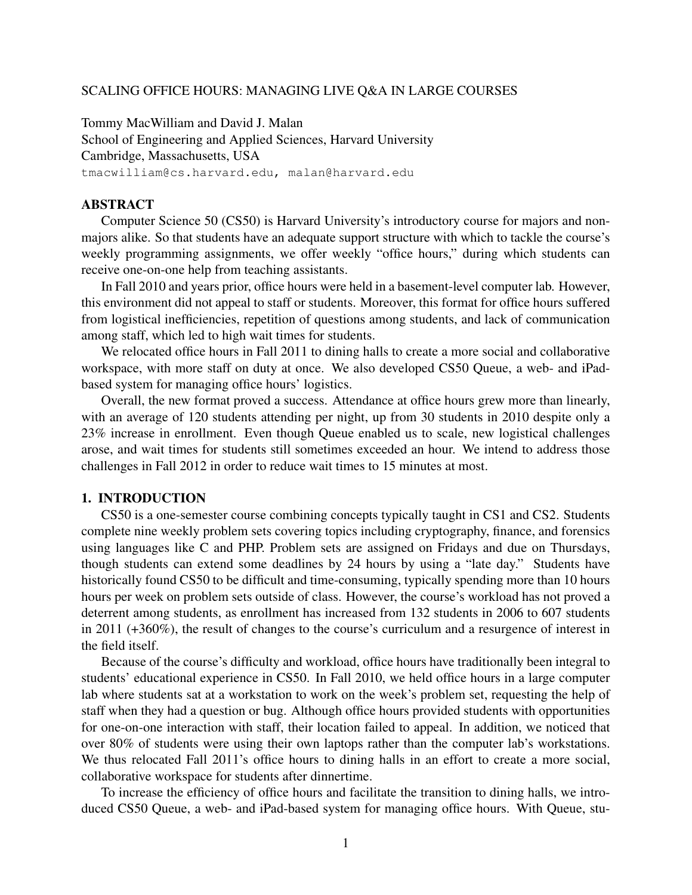# SCALING OFFICE HOURS: MANAGING LIVE Q&A IN LARGE COURSES

Tommy MacWilliam and David J. Malan
School of Engineering and Applied Sciences, Harvard University
Cambridge, Massachusetts, USA
`tmacwilliam@cs.harvard.edu, malan@harvard.edu`

## ABSTRACT

Computer Science 50 (CS50) is Harvard University's introductory course for majors and non-majors alike. So that students have an adequate support structure with which to tackle the course's weekly programming assignments, we offer weekly "office hours," during which students can receive one-on-one help from teaching assistants.

In Fall 2010 and years prior, office hours were held in a basement-level computer lab. However, this environment did not appeal to staff or students. Moreover, this format for office hours suffered from logistical inefficiencies, repetition of questions among students, and lack of communication among staff, which led to high wait times for students.

We relocated office hours in Fall 2011 to dining halls to create a more social and collaborative workspace, with more staff on duty at once. We also developed CS50 Queue, a web- and iPad-based system for managing office hours' logistics.

Overall, the new format proved a success. Attendance at office hours grew more than linearly, with an average of 120 students attending per night, up from 30 students in 2010 despite only a 23% increase in enrollment. Even though Queue enabled us to scale, new logistical challenges arose, and wait times for students still sometimes exceeded an hour. We intend to address those challenges in Fall 2012 in order to reduce wait times to 15 minutes at most.

## 1. INTRODUCTION

CS50 is a one-semester course combining concepts typically taught in CS1 and CS2. Students complete nine weekly problem sets covering topics including cryptography, finance, and forensics using languages like C and PHP. Problem sets are assigned on Fridays and due on Thursdays, though students can extend some deadlines by 24 hours by using a "late day." Students have historically found CS50 to be difficult and time-consuming, typically spending more than 10 hours hours per week on problem sets outside of class. However, the course's workload has not proved a deterrent among students, as enrollment has increased from 132 students in 2006 to 607 students in 2011 (+360%), the result of changes to the course's curriculum and a resurgence of interest in the field itself.

Because of the course's difficulty and workload, office hours have traditionally been integral to students' educational experience in CS50. In Fall 2010, we held office hours in a large computer lab where students sat at a workstation to work on the week's problem set, requesting the help of staff when they had a question or bug. Although office hours provided students with opportunities for one-on-one interaction with staff, their location failed to appeal. In addition, we noticed that over 80% of students were using their own laptops rather than the computer lab's workstations. We thus relocated Fall 2011's office hours to dining halls in an effort to create a more social, collaborative workspace for students after dinnertime.

To increase the efficiency of office hours and facilitate the transition to dining halls, we introduced CS50 Queue, a web- and iPad-based system for managing office hours. With Queue, stu-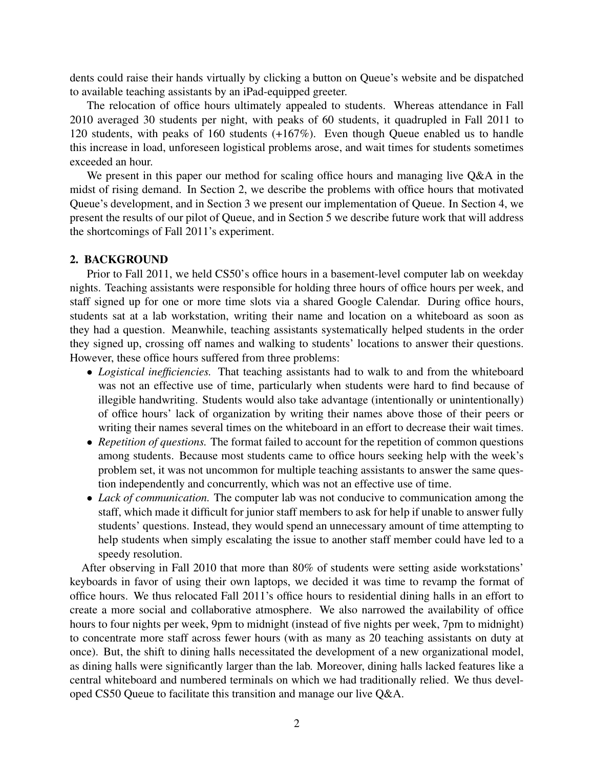dents could raise their hands virtually by clicking a button on Queue's website and be dispatched to available teaching assistants by an iPad-equipped greeter.

The relocation of office hours ultimately appealed to students. Whereas attendance in Fall 2010 averaged 30 students per night, with peaks of 60 students, it quadrupled in Fall 2011 to 120 students, with peaks of 160 students (+167%). Even though Queue enabled us to handle this increase in load, unforeseen logistical problems arose, and wait times for students sometimes exceeded an hour.

We present in this paper our method for scaling office hours and managing live Q&A in the midst of rising demand. In Section 2, we describe the problems with office hours that motivated Queue's development, and in Section 3 we present our implementation of Queue. In Section 4, we present the results of our pilot of Queue, and in Section 5 we describe future work that will address the shortcomings of Fall 2011's experiment.

## 2. BACKGROUND

Prior to Fall 2011, we held CS50's office hours in a basement-level computer lab on weekday nights. Teaching assistants were responsible for holding three hours of office hours per week, and staff signed up for one or more time slots via a shared Google Calendar. During office hours, students sat at a lab workstation, writing their name and location on a whiteboard as soon as they had a question. Meanwhile, teaching assistants systematically helped students in the order they signed up, crossing off names and walking to students' locations to answer their questions. However, these office hours suffered from three problems:

- *Logistical inefficiencies.* That teaching assistants had to walk to and from the whiteboard was not an effective use of time, particularly when students were hard to find because of illegible handwriting. Students would also take advantage (intentionally or unintentionally) of office hours' lack of organization by writing their names above those of their peers or writing their names several times on the whiteboard in an effort to decrease their wait times.
- *Repetition of questions.* The format failed to account for the repetition of common questions among students. Because most students came to office hours seeking help with the week's problem set, it was not uncommon for multiple teaching assistants to answer the same question independently and concurrently, which was not an effective use of time.
- *Lack of communication.* The computer lab was not conducive to communication among the staff, which made it difficult for junior staff members to ask for help if unable to answer fully students' questions. Instead, they would spend an unnecessary amount of time attempting to help students when simply escalating the issue to another staff member could have led to a speedy resolution.

After observing in Fall 2010 that more than 80% of students were setting aside workstations' keyboards in favor of using their own laptops, we decided it was time to revamp the format of office hours. We thus relocated Fall 2011's office hours to residential dining halls in an effort to create a more social and collaborative atmosphere. We also narrowed the availability of office hours to four nights per week, 9pm to midnight (instead of five nights per week, 7pm to midnight) to concentrate more staff across fewer hours (with as many as 20 teaching assistants on duty at once). But, the shift to dining halls necessitated the development of a new organizational model, as dining halls were significantly larger than the lab. Moreover, dining halls lacked features like a central whiteboard and numbered terminals on which we had traditionally relied. We thus developed CS50 Queue to facilitate this transition and manage our live Q&A.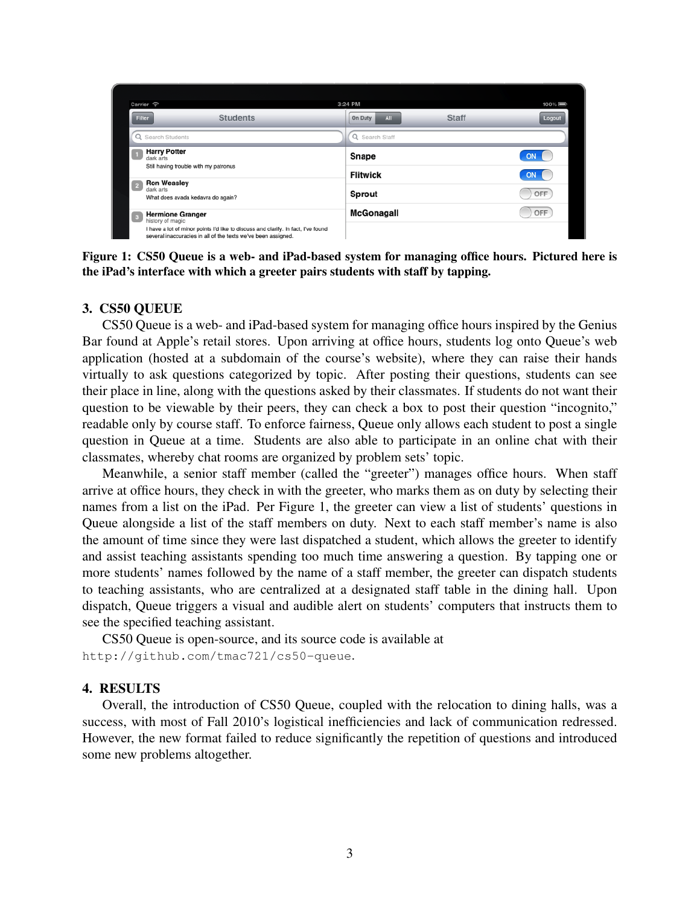**Figure 1: CS50 Queue is a web- and iPad-based system for managing office hours. Pictured here is the iPad's interface with which a greeter pairs students with staff by tapping.**

## 3. CS50 QUEUE

CS50 Queue is a web- and iPad-based system for managing office hours inspired by the Genius Bar found at Apple's retail stores. Upon arriving at office hours, students log onto Queue's web application (hosted at a subdomain of the course's website), where they can raise their hands virtually to ask questions categorized by topic. After posting their questions, students can see their place in line, along with the questions asked by their classmates. If students do not want their question to be viewable by their peers, they can check a box to post their question "incognito," readable only by course staff. To enforce fairness, Queue only allows each student to post a single question in Queue at a time. Students are also able to participate in an online chat with their classmates, whereby chat rooms are organized by problem sets' topic.

Meanwhile, a senior staff member (called the "greeter") manages office hours. When staff arrive at office hours, they check in with the greeter, who marks them as on duty by selecting their names from a list on the iPad. Per Figure 1, the greeter can view a list of students' questions in Queue alongside a list of the staff members on duty. Next to each staff member's name is also the amount of time since they were last dispatched a student, which allows the greeter to identify and assist teaching assistants spending too much time answering a question. By tapping one or more students' names followed by the name of a staff member, the greeter can dispatch students to teaching assistants, who are centralized at a designated staff table in the dining hall. Upon dispatch, Queue triggers a visual and audible alert on students' computers that instructs them to see the specified teaching assistant.

CS50 Queue is open-source, and its source code is available at `http://github.com/tmac721/cs50-queue`.

## 4. RESULTS

Overall, the introduction of CS50 Queue, coupled with the relocation to dining halls, was a success, with most of Fall 2010's logistical inefficiencies and lack of communication redressed. However, the new format failed to reduce significantly the repetition of questions and introduced some new problems altogether.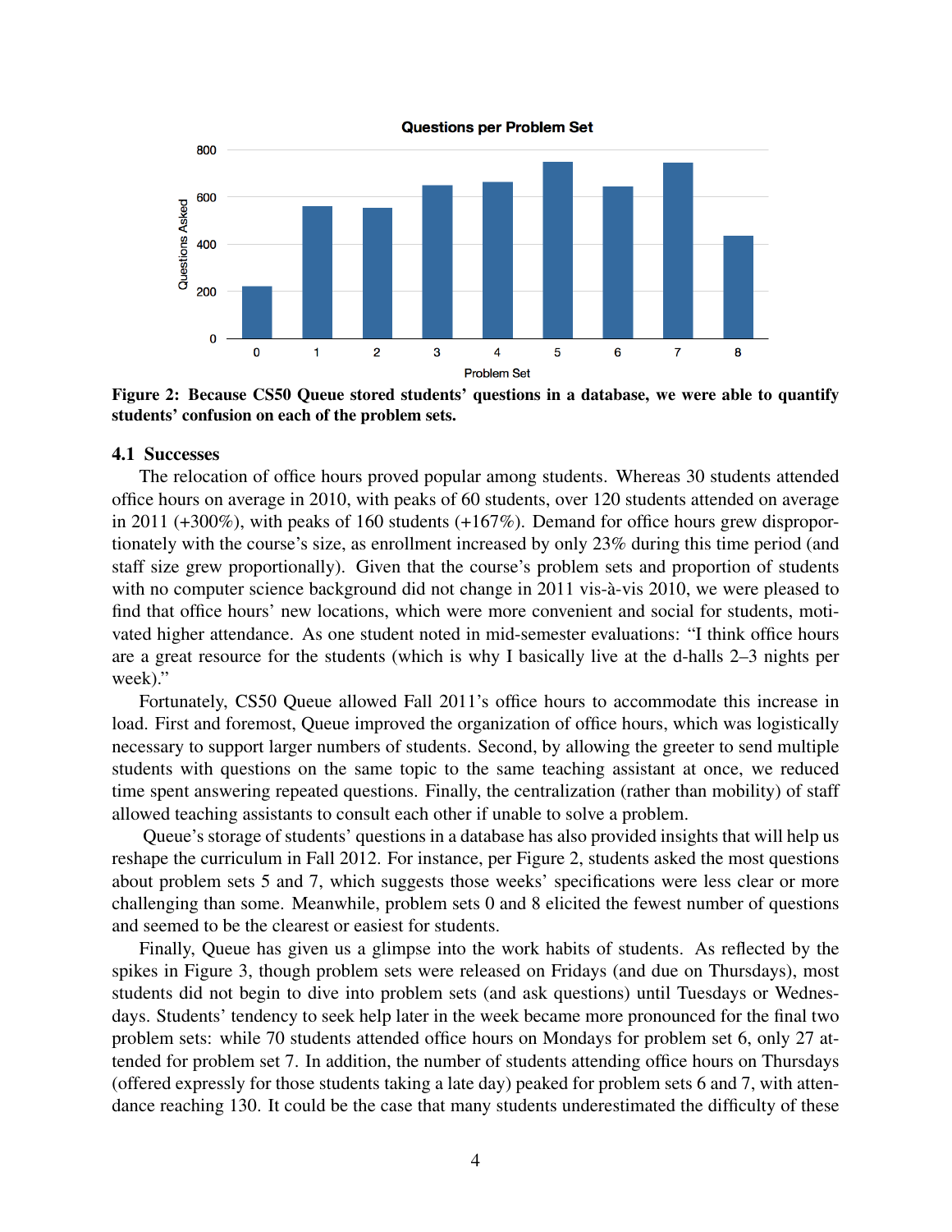**Figure 2: Because CS50 Queue stored students' questions in a database, we were able to quantify students' confusion on each of the problem sets.**

### 4.1 Successes

The relocation of office hours proved popular among students. Whereas 30 students attended office hours on average in 2010, with peaks of 60 students, over 120 students attended on average in 2011 (+300%), with peaks of 160 students (+167%). Demand for office hours grew disproportionately with the course's size, as enrollment increased by only 23% during this time period (and staff size grew proportionally). Given that the course's problem sets and proportion of students with no computer science background did not change in 2011 vis-à-vis 2010, we were pleased to find that office hours' new locations, which were more convenient and social for students, motivated higher attendance. As one student noted in mid-semester evaluations: "I think office hours are a great resource for the students (which is why I basically live at the d-halls 2–3 nights per week)."

Fortunately, CS50 Queue allowed Fall 2011's office hours to accommodate this increase in load. First and foremost, Queue improved the organization of office hours, which was logistically necessary to support larger numbers of students. Second, by allowing the greeter to send multiple students with questions on the same topic to the same teaching assistant at once, we reduced time spent answering repeated questions. Finally, the centralization (rather than mobility) of staff allowed teaching assistants to consult each other if unable to solve a problem.

Queue's storage of students' questions in a database has also provided insights that will help us reshape the curriculum in Fall 2012. For instance, per Figure 2, students asked the most questions about problem sets 5 and 7, which suggests those weeks' specifications were less clear or more challenging than some. Meanwhile, problem sets 0 and 8 elicited the fewest number of questions and seemed to be the clearest or easiest for students.

Finally, Queue has given us a glimpse into the work habits of students. As reflected by the spikes in Figure 3, though problem sets were released on Fridays (and due on Thursdays), most students did not begin to dive into problem sets (and ask questions) until Tuesdays or Wednesdays. Students' tendency to seek help later in the week became more pronounced for the final two problem sets: while 70 students attended office hours on Mondays for problem set 6, only 27 attended for problem set 7. In addition, the number of students attending office hours on Thursdays (offered expressly for those students taking a late day) peaked for problem sets 6 and 7, with attendance reaching 130. It could be the case that many students underestimated the difficulty of these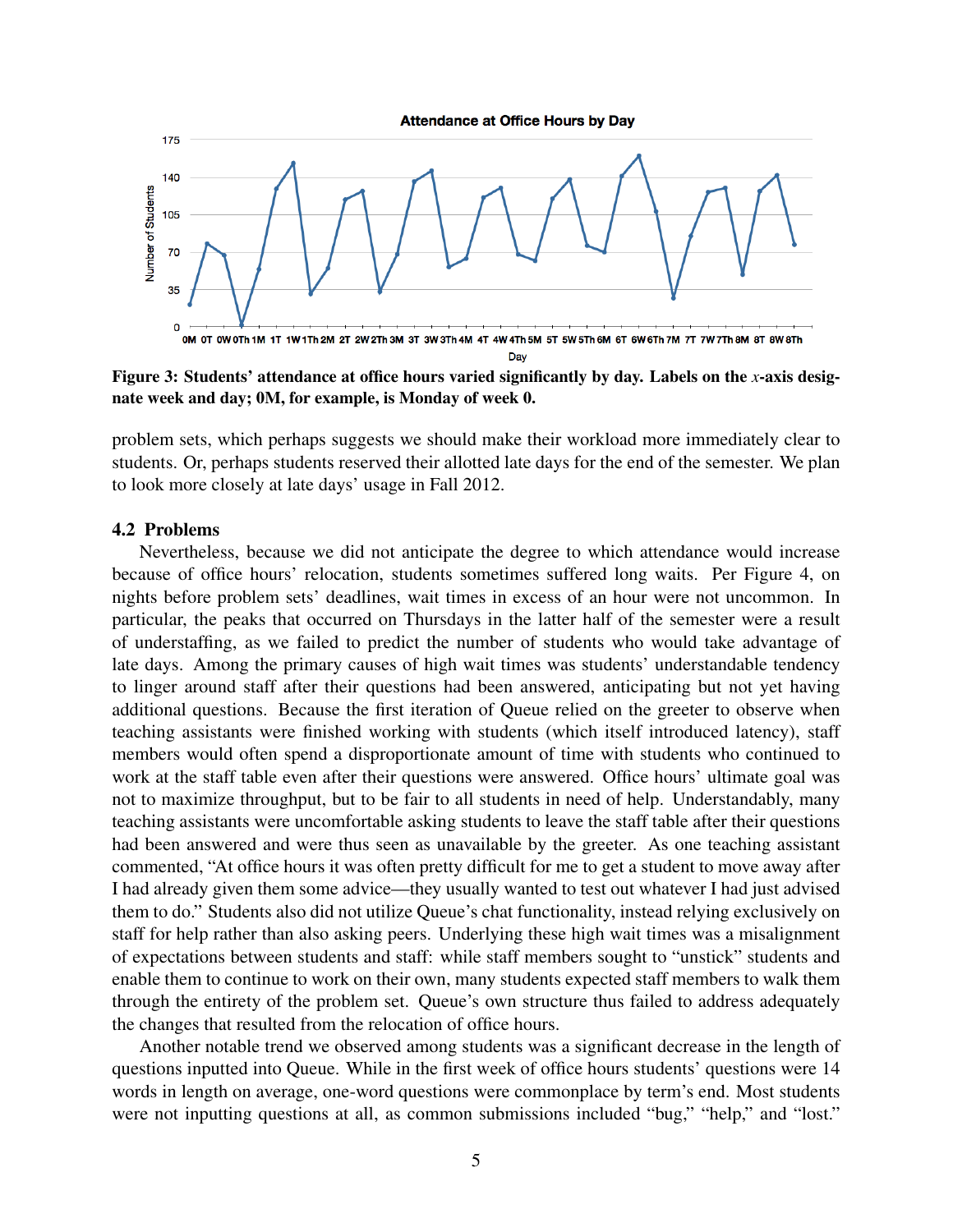Figure 3: Students' attendance at office hours varied significantly by day. Labels on the *x*-axis designate week and day; 0M, for example, is Monday of week 0.

problem sets, which perhaps suggests we should make their workload more immediately clear to students. Or, perhaps students reserved their allotted late days for the end of the semester. We plan to look more closely at late days' usage in Fall 2012.

### 4.2 Problems

Nevertheless, because we did not anticipate the degree to which attendance would increase because of office hours' relocation, students sometimes suffered long waits. Per Figure 4, on nights before problem sets' deadlines, wait times in excess of an hour were not uncommon. In particular, the peaks that occurred on Thursdays in the latter half of the semester were a result of understaffing, as we failed to predict the number of students who would take advantage of late days. Among the primary causes of high wait times was students' understandable tendency to linger around staff after their questions had been answered, anticipating but not yet having additional questions. Because the first iteration of Queue relied on the greeter to observe when teaching assistants were finished working with students (which itself introduced latency), staff members would often spend a disproportionate amount of time with students who continued to work at the staff table even after their questions were answered. Office hours' ultimate goal was not to maximize throughput, but to be fair to all students in need of help. Understandably, many teaching assistants were uncomfortable asking students to leave the staff table after their questions had been answered and were thus seen as unavailable by the greeter. As one teaching assistant commented, "At office hours it was often pretty difficult for me to get a student to move away after I had already given them some advice—they usually wanted to test out whatever I had just advised them to do." Students also did not utilize Queue's chat functionality, instead relying exclusively on staff for help rather than also asking peers. Underlying these high wait times was a misalignment of expectations between students and staff: while staff members sought to "unstick" students and enable them to continue to work on their own, many students expected staff members to walk them through the entirety of the problem set. Queue's own structure thus failed to address adequately the changes that resulted from the relocation of office hours.

Another notable trend we observed among students was a significant decrease in the length of questions inputted into Queue. While in the first week of office hours students' questions were 14 words in length on average, one-word questions were commonplace by term's end. Most students were not inputting questions at all, as common submissions included "bug," "help," and "lost."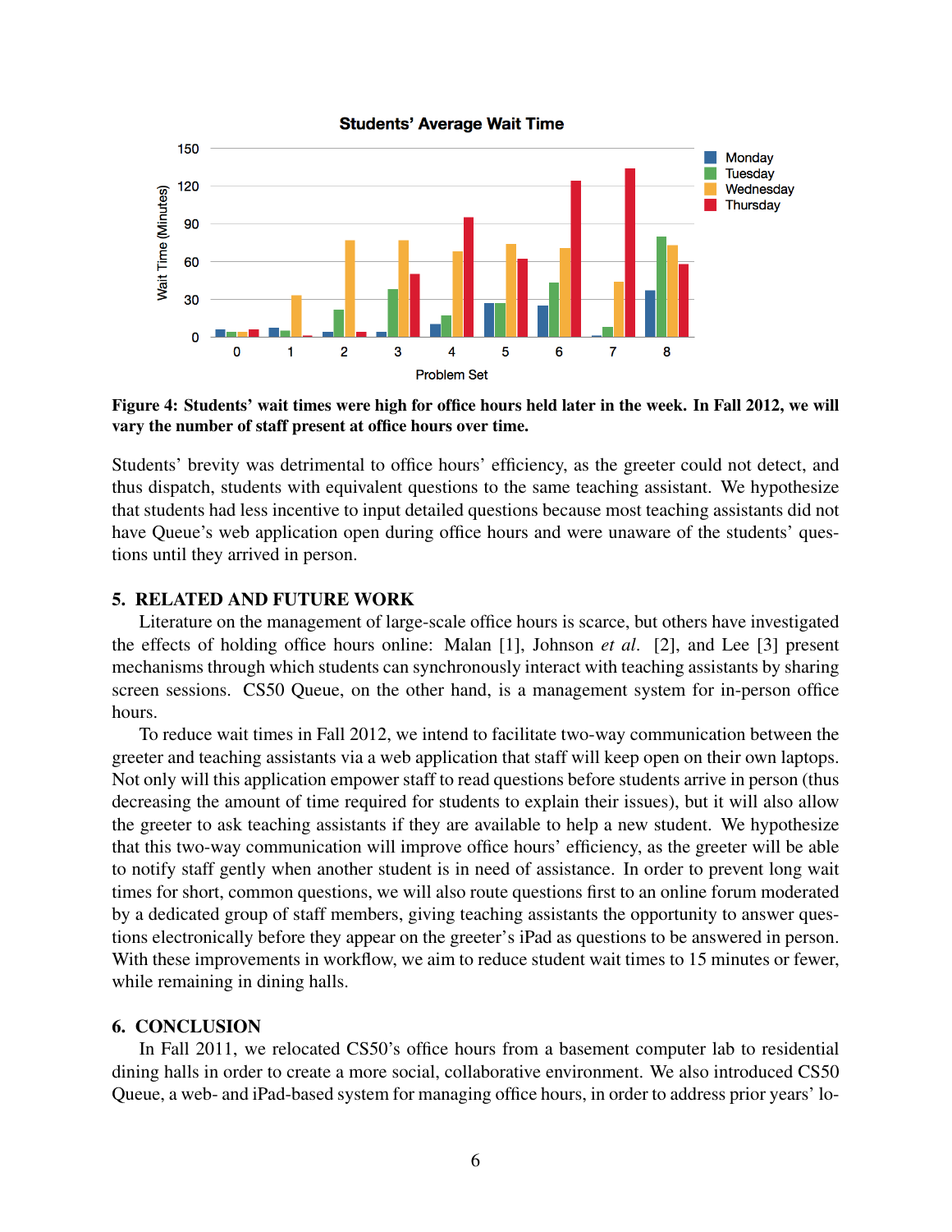**Figure 4: Students' wait times were high for office hours held later in the week. In Fall 2012, we will vary the number of staff present at office hours over time.**

Students' brevity was detrimental to office hours' efficiency, as the greeter could not detect, and thus dispatch, students with equivalent questions to the same teaching assistant. We hypothesize that students had less incentive to input detailed questions because most teaching assistants did not have Queue's web application open during office hours and were unaware of the students' questions until they arrived in person.

## 5. RELATED AND FUTURE WORK

Literature on the management of large-scale office hours is scarce, but others have investigated the effects of holding office hours online: Malan [1], Johnson *et al*. [2], and Lee [3] present mechanisms through which students can synchronously interact with teaching assistants by sharing screen sessions. CS50 Queue, on the other hand, is a management system for in-person office hours.

To reduce wait times in Fall 2012, we intend to facilitate two-way communication between the greeter and teaching assistants via a web application that staff will keep open on their own laptops. Not only will this application empower staff to read questions before students arrive in person (thus decreasing the amount of time required for students to explain their issues), but it will also allow the greeter to ask teaching assistants if they are available to help a new student. We hypothesize that this two-way communication will improve office hours' efficiency, as the greeter will be able to notify staff gently when another student is in need of assistance. In order to prevent long wait times for short, common questions, we will also route questions first to an online forum moderated by a dedicated group of staff members, giving teaching assistants the opportunity to answer questions electronically before they appear on the greeter's iPad as questions to be answered in person. With these improvements in workflow, we aim to reduce student wait times to 15 minutes or fewer, while remaining in dining halls.

## 6. CONCLUSION

In Fall 2011, we relocated CS50's office hours from a basement computer lab to residential dining halls in order to create a more social, collaborative environment. We also introduced CS50 Queue, a web- and iPad-based system for managing office hours, in order to address prior years' lo-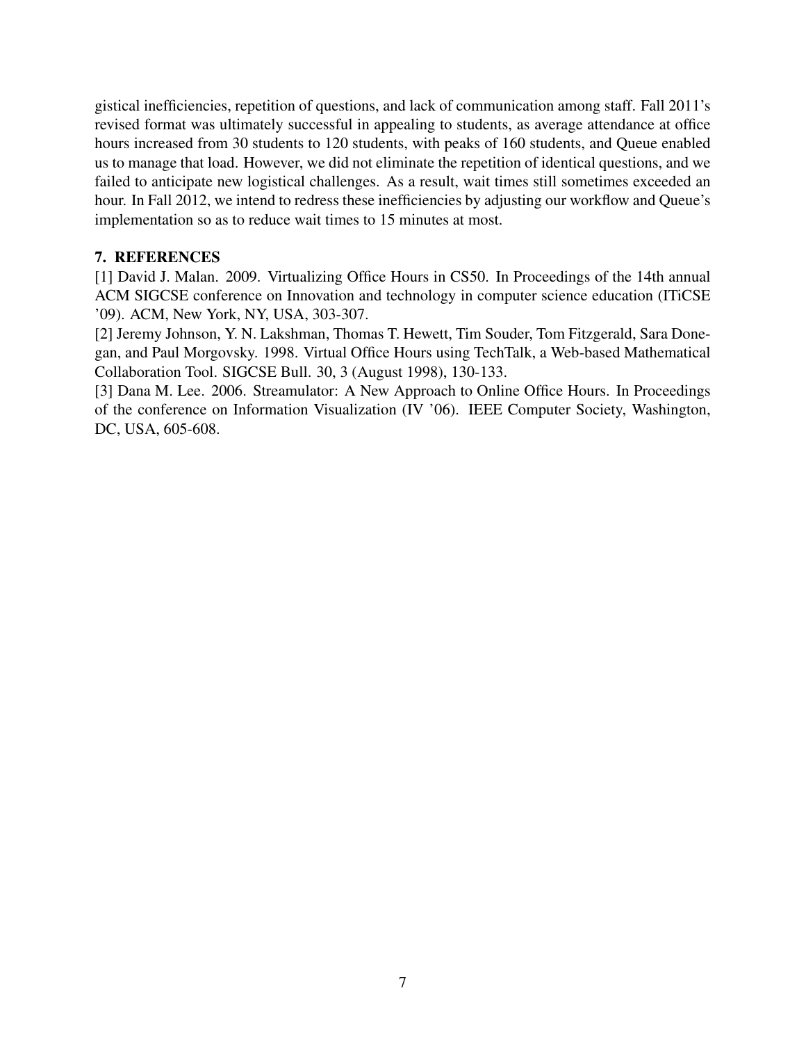gistical inefficiencies, repetition of questions, and lack of communication among staff. Fall 2011's revised format was ultimately successful in appealing to students, as average attendance at office hours increased from 30 students to 120 students, with peaks of 160 students, and Queue enabled us to manage that load. However, we did not eliminate the repetition of identical questions, and we failed to anticipate new logistical challenges. As a result, wait times still sometimes exceeded an hour. In Fall 2012, we intend to redress these inefficiencies by adjusting our workflow and Queue's implementation so as to reduce wait times to 15 minutes at most.

## 7. REFERENCES

[1] David J. Malan. 2009. Virtualizing Office Hours in CS50. In Proceedings of the 14th annual ACM SIGCSE conference on Innovation and technology in computer science education (ITiCSE '09). ACM, New York, NY, USA, 303-307.

[2] Jeremy Johnson, Y. N. Lakshman, Thomas T. Hewett, Tim Souder, Tom Fitzgerald, Sara Donegan, and Paul Morgovsky. 1998. Virtual Office Hours using TechTalk, a Web-based Mathematical Collaboration Tool. SIGCSE Bull. 30, 3 (August 1998), 130-133.

[3] Dana M. Lee. 2006. Streamulator: A New Approach to Online Office Hours. In Proceedings of the conference on Information Visualization (IV '06). IEEE Computer Society, Washington, DC, USA, 605-608.